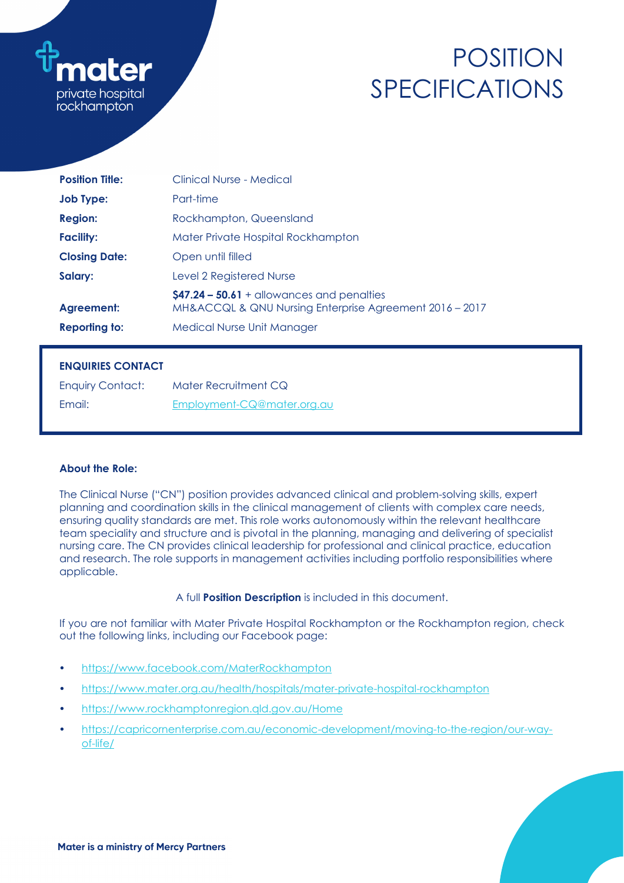mater
private hospital
rockhampton

# POSITION SPECIFICATIONS

| | |
|---|---|
| **Position Title:** | Clinical Nurse - Medical |
| **Job Type:** | Part-time |
| **Region:** | Rockhampton, Queensland |
| **Facility:** | Mater Private Hospital Rockhampton |
| **Closing Date:** | Open until filled |
| **Salary:** | Level 2 Registered Nurse<br>**$47.24 – 50.61** + allowances and penalties |
| **Agreement:** | MH&ACCQL & QNU Nursing Enterprise Agreement 2016 – 2017 |
| **Reporting to:** | Medical Nurse Unit Manager |

**ENQUIRIES CONTACT**

| | |
|---|---|
| Enquiry Contact: | Mater Recruitment CQ |
| Email: | Employment-CQ@mater.org.au |

**About the Role:**

The Clinical Nurse ("CN") position provides advanced clinical and problem-solving skills, expert planning and coordination skills in the clinical management of clients with complex care needs, ensuring quality standards are met. This role works autonomously within the relevant healthcare team speciality and structure and is pivotal in the planning, managing and delivering of specialist nursing care. The CN provides clinical leadership for professional and clinical practice, education and research. The role supports in management activities including portfolio responsibilities where applicable.

A full **Position Description** is included in this document.

If you are not familiar with Mater Private Hospital Rockhampton or the Rockhampton region, check out the following links, including our Facebook page:

- https://www.facebook.com/MaterRockhampton
- https://www.mater.org.au/health/hospitals/mater-private-hospital-rockhampton
- https://www.rockhamptonregion.qld.gov.au/Home
- https://capricornenterprise.com.au/economic-development/moving-to-the-region/our-way-of-life/

**Mater is a ministry of Mercy Partners**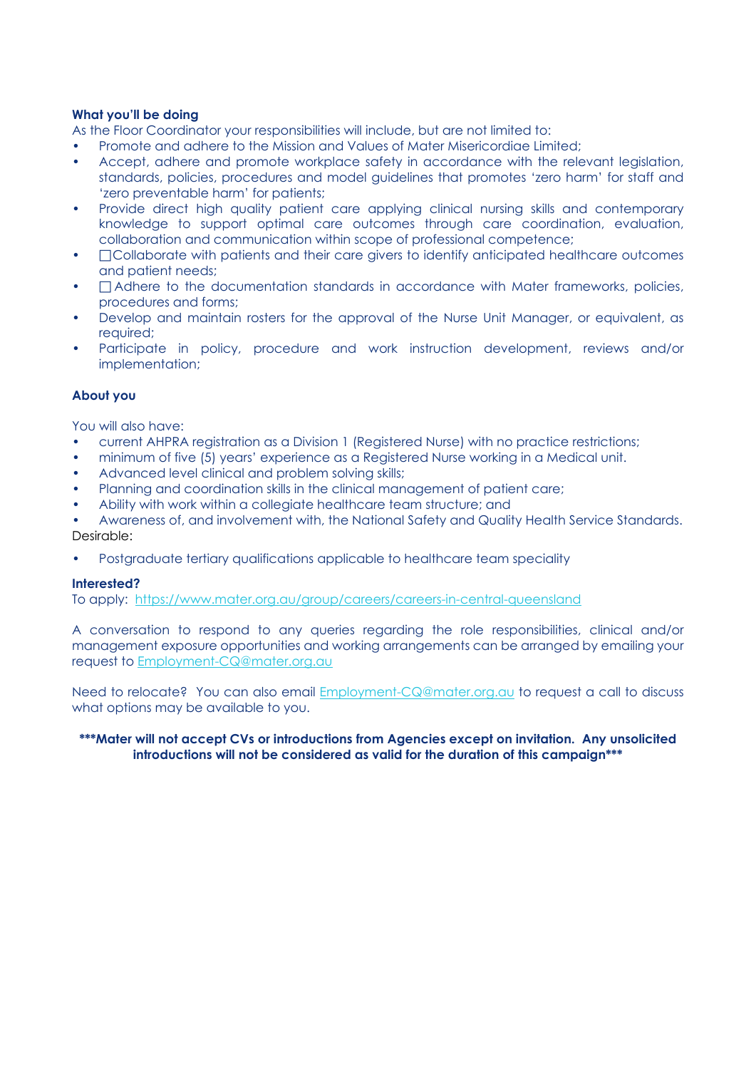**What you'll be doing**

As the Floor Coordinator your responsibilities will include, but are not limited to:

- Promote and adhere to the Mission and Values of Mater Misericordiae Limited;
- Accept, adhere and promote workplace safety in accordance with the relevant legislation, standards, policies, procedures and model guidelines that promotes 'zero harm' for staff and 'zero preventable harm' for patients;
- Provide direct high quality patient care applying clinical nursing skills and contemporary knowledge to support optimal care outcomes through care coordination, evaluation, collaboration and communication within scope of professional competence;
- Collaborate with patients and their care givers to identify anticipated healthcare outcomes and patient needs;
- Adhere to the documentation standards in accordance with Mater frameworks, policies, procedures and forms;
- Develop and maintain rosters for the approval of the Nurse Unit Manager, or equivalent, as required;
- Participate in policy, procedure and work instruction development, reviews and/or implementation;

**About you**

You will also have:

- current AHPRA registration as a Division 1 (Registered Nurse) with no practice restrictions;
- minimum of five (5) years' experience as a Registered Nurse working in a Medical unit.
- Advanced level clinical and problem solving skills;
- Planning and coordination skills in the clinical management of patient care;
- Ability with work within a collegiate healthcare team structure; and
- Awareness of, and involvement with, the National Safety and Quality Health Service Standards.

Desirable:

- Postgraduate tertiary qualifications applicable to healthcare team speciality

**Interested?**

To apply: https://www.mater.org.au/group/careers/careers-in-central-queensland

A conversation to respond to any queries regarding the role responsibilities, clinical and/or management exposure opportunities and working arrangements can be arranged by emailing your request to Employment-CQ@mater.org.au

Need to relocate? You can also email Employment-CQ@mater.org.au to request a call to discuss what options may be available to you.

**\*\*\*Mater will not accept CVs or introductions from Agencies except on invitation. Any unsolicited introductions will not be considered as valid for the duration of this campaign\*\*\***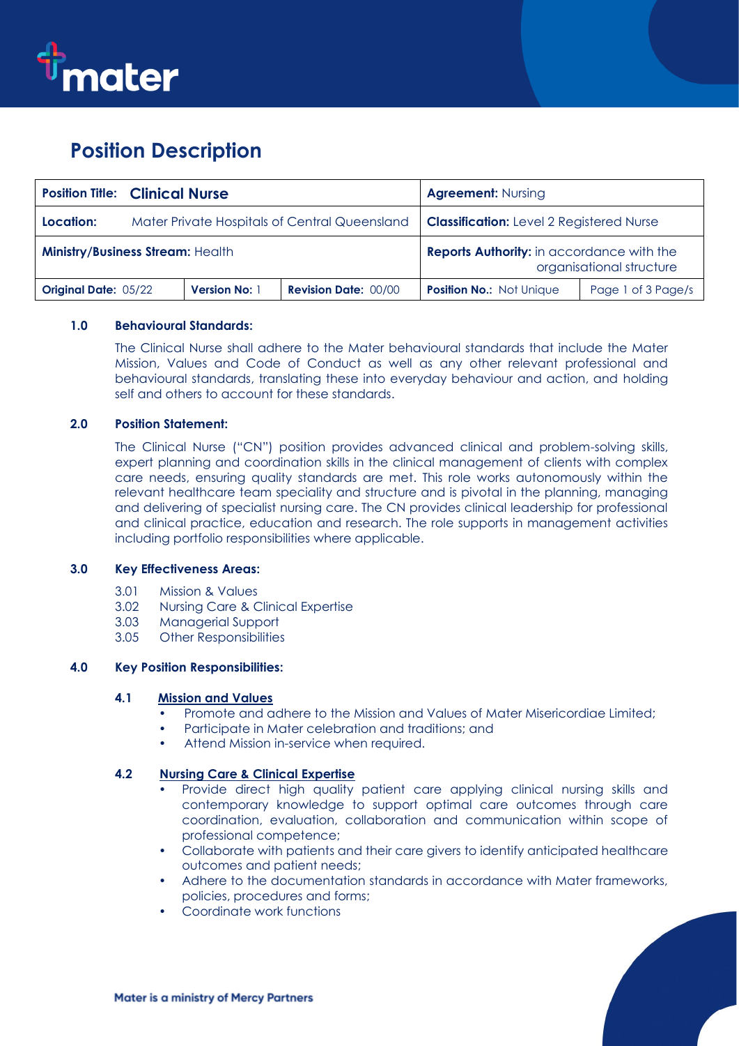# Position Description

| **Position Title:** **Clinical Nurse** | | | **Agreement:** Nursing | |
|---|---|---|---|---|
| **Location:** Mater Private Hospitals of Central Queensland | | | **Classification:** Level 2 Registered Nurse | |
| **Ministry/Business Stream:** Health | | | **Reports Authority:** in accordance with the organisational structure | |
| **Original Date:** 05/22 | **Version No:** 1 | **Revision Date:** 00/00 | **Position No.:** Not Unique | Page 1 of 3 Page/s |

### 1.0 Behavioural Standards:

The Clinical Nurse shall adhere to the Mater behavioural standards that include the Mater Mission, Values and Code of Conduct as well as any other relevant professional and behavioural standards, translating these into everyday behaviour and action, and holding self and others to account for these standards.

### 2.0 Position Statement:

The Clinical Nurse ("CN") position provides advanced clinical and problem-solving skills, expert planning and coordination skills in the clinical management of clients with complex care needs, ensuring quality standards are met. This role works autonomously within the relevant healthcare team speciality and structure and is pivotal in the planning, managing and delivering of specialist nursing care. The CN provides clinical leadership for professional and clinical practice, education and research. The role supports in management activities including portfolio responsibilities where applicable.

### 3.0 Key Effectiveness Areas:

3.01 Mission & Values
3.02 Nursing Care & Clinical Expertise
3.03 Managerial Support
3.05 Other Responsibilities

### 4.0 Key Position Responsibilities:

#### 4.1 Mission and Values

- Promote and adhere to the Mission and Values of Mater Misericordiae Limited;
- Participate in Mater celebration and traditions; and
- Attend Mission in-service when required.

#### 4.2 Nursing Care & Clinical Expertise

- Provide direct high quality patient care applying clinical nursing skills and contemporary knowledge to support optimal care outcomes through care coordination, evaluation, collaboration and communication within scope of professional competence;
- Collaborate with patients and their care givers to identify anticipated healthcare outcomes and patient needs;
- Adhere to the documentation standards in accordance with Mater frameworks, policies, procedures and forms;
- Coordinate work functions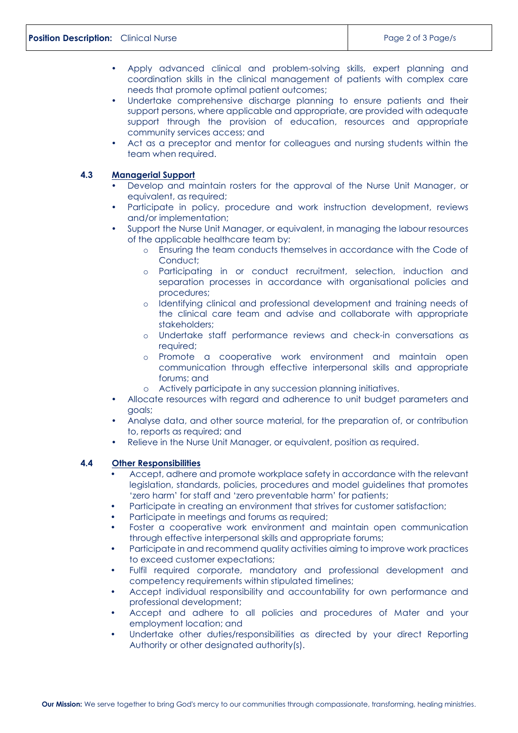- Apply advanced clinical and problem-solving skills, expert planning and coordination skills in the clinical management of patients with complex care needs that promote optimal patient outcomes;
- Undertake comprehensive discharge planning to ensure patients and their support persons, where applicable and appropriate, are provided with adequate support through the provision of education, resources and appropriate community services access; and
- Act as a preceptor and mentor for colleagues and nursing students within the team when required.

### 4.3 Managerial Support

- Develop and maintain rosters for the approval of the Nurse Unit Manager, or equivalent, as required;
- Participate in policy, procedure and work instruction development, reviews and/or implementation;
- Support the Nurse Unit Manager, or equivalent, in managing the labour resources of the applicable healthcare team by:
  - Ensuring the team conducts themselves in accordance with the Code of Conduct;
  - Participating in or conduct recruitment, selection, induction and separation processes in accordance with organisational policies and procedures;
  - Identifying clinical and professional development and training needs of the clinical care team and advise and collaborate with appropriate stakeholders;
  - Undertake staff performance reviews and check-in conversations as required;
  - Promote a cooperative work environment and maintain open communication through effective interpersonal skills and appropriate forums; and
  - Actively participate in any succession planning initiatives.
- Allocate resources with regard and adherence to unit budget parameters and goals;
- Analyse data, and other source material, for the preparation of, or contribution to, reports as required; and
- Relieve in the Nurse Unit Manager, or equivalent, position as required.

### 4.4 Other Responsibilities

- Accept, adhere and promote workplace safety in accordance with the relevant legislation, standards, policies, procedures and model guidelines that promotes 'zero harm' for staff and 'zero preventable harm' for patients;
- Participate in creating an environment that strives for customer satisfaction;
- Participate in meetings and forums as required;
- Foster a cooperative work environment and maintain open communication through effective interpersonal skills and appropriate forums;
- Participate in and recommend quality activities aiming to improve work practices to exceed customer expectations;
- Fulfil required corporate, mandatory and professional development and competency requirements within stipulated timelines;
- Accept individual responsibility and accountability for own performance and professional development;
- Accept and adhere to all policies and procedures of Mater and your employment location; and
- Undertake other duties/responsibilities as directed by your direct Reporting Authority or other designated authority(s).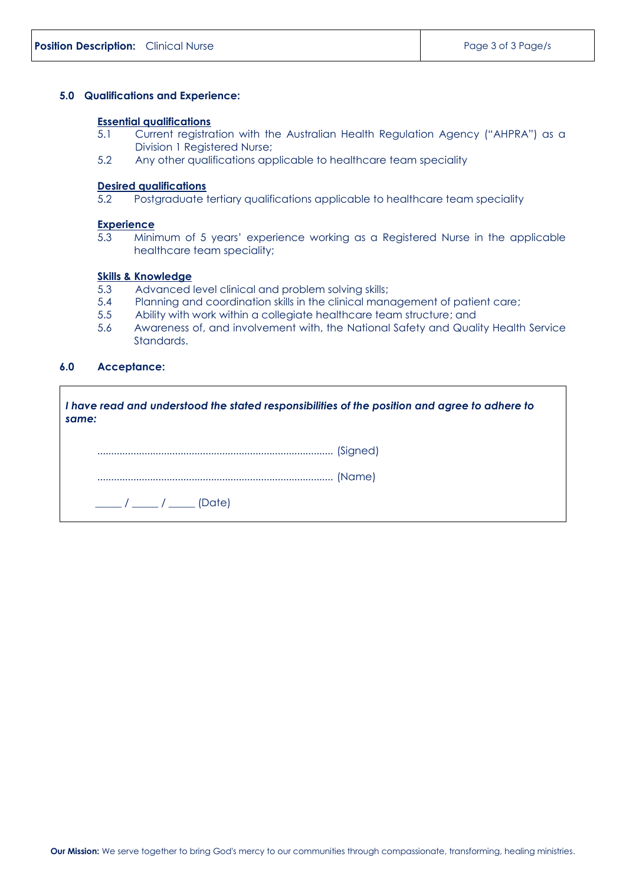### 5.0 Qualifications and Experience:

**Essential qualifications**

5.1 Current registration with the Australian Health Regulation Agency ("AHPRA") as a Division 1 Registered Nurse;

5.2 Any other qualifications applicable to healthcare team speciality

**Desired qualifications**

5.2 Postgraduate tertiary qualifications applicable to healthcare team speciality

**Experience**

5.3 Minimum of 5 years' experience working as a Registered Nurse in the applicable healthcare team speciality;

**Skills & Knowledge**

5.3 Advanced level clinical and problem solving skills;

5.4 Planning and coordination skills in the clinical management of patient care;

5.5 Ability with work within a collegiate healthcare team structure; and

5.6 Awareness of, and involvement with, the National Safety and Quality Health Service Standards.

### 6.0 Acceptance:

***I have read and understood the stated responsibilities of the position and agree to adhere to same:***

.................................................................................... (Signed)

.................................................................................... (Name)

_____ / _____ / _____ (Date)

**Our Mission:** We serve together to bring God's mercy to our communities through compassionate, transforming, healing ministries.